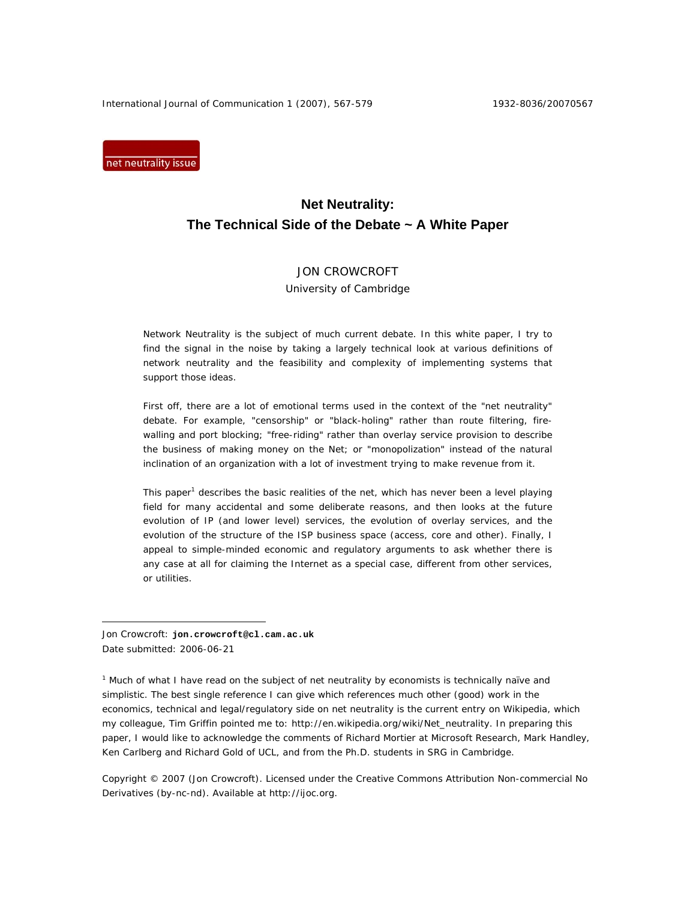net neutrality issue

# Net Neutrality:
# The Technical Side of the Debate ~ A White Paper

JON CROWCROFT
University of Cambridge

Network Neutrality is the subject of much current debate. In this white paper, I try to find the signal in the noise by taking a largely technical look at various definitions of network neutrality and the feasibility and complexity of implementing systems that support those ideas.

First off, there are a lot of emotional terms used in the context of the "net neutrality" debate. For example, "censorship" or "black-holing" rather than route filtering, fire-walling and port blocking; "free-riding" rather than overlay service provision to describe the business of making money on the Net; or "monopolization" instead of the natural inclination of an organization with a lot of investment trying to make revenue from it.

This paper[1] describes the basic realities of the net, which has never been a level playing field for many accidental and some deliberate reasons, and then looks at the future evolution of IP (and lower level) services, the evolution of overlay services, and the evolution of the structure of the ISP business space (access, core and other). Finally, I appeal to simple-minded economic and regulatory arguments to ask whether there is any case at all for claiming the Internet as a special case, different from other services, or utilities.

---

Jon Crowcroft: **jon.crowcroft@cl.cam.ac.uk**
Date submitted: 2006-06-21

[1] Much of what I have read on the subject of net neutrality by economists is technically naïve and simplistic. The best single reference I can give which references much other (good) work in the economics, technical and legal/regulatory side on net neutrality is the current entry on Wikipedia, which my colleague, Tim Griffin pointed me to: http://en.wikipedia.org/wiki/Net_neutrality. In preparing this paper, I would like to acknowledge the comments of Richard Mortier at Microsoft Research, Mark Handley, Ken Carlberg and Richard Gold of UCL, and from the Ph.D. students in SRG in Cambridge.

Copyright © 2007 (Jon Crowcroft). Licensed under the Creative Commons Attribution Non-commercial No Derivatives (by-nc-nd). Available at http://ijoc.org.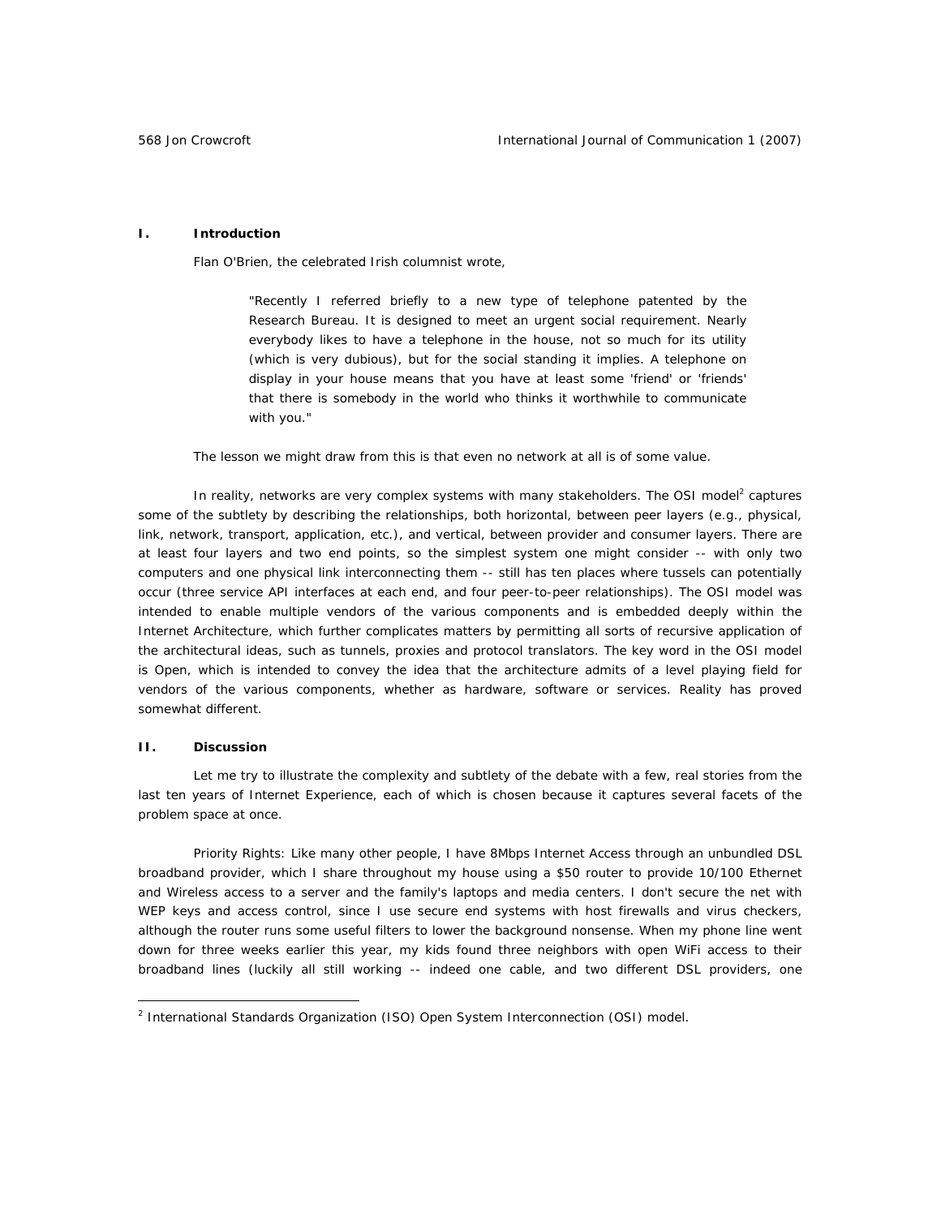## I. Introduction

Flan O'Brien, the celebrated Irish columnist wrote,

> "Recently I referred briefly to a new type of telephone patented by the Research Bureau. It is designed to meet an urgent social requirement. Nearly everybody likes to have a telephone in the house, not so much for its utility (which is very dubious), but for the social standing it implies. A telephone on display in your house means that you have at least some 'friend' or 'friends' that there is somebody in the world who thinks it worthwhile to communicate with you."

The lesson we might draw from this is that even no network at all is of some value.

In reality, networks are very complex systems with many stakeholders. The OSI model[2] captures some of the subtlety by describing the relationships, both horizontal, between peer layers (e.g., physical, link, network, transport, application, etc.), and vertical, between provider and consumer layers. There are at least four layers and two end points, so the simplest system one might consider -- with only two computers and one physical link interconnecting them -- still has ten places where tussels can potentially occur (three service API interfaces at each end, and four peer-to-peer relationships). The OSI model was intended to enable multiple vendors of the various components and is embedded deeply within the Internet Architecture, which further complicates matters by permitting all sorts of recursive application of the architectural ideas, such as tunnels, proxies and protocol translators. The key word in the OSI model is Open, which is intended to convey the idea that the architecture admits of a level playing field for vendors of the various components, whether as hardware, software or services. Reality has proved somewhat different.

## II. Discussion

Let me try to illustrate the complexity and subtlety of the debate with a few, real stories from the last ten years of Internet Experience, each of which is chosen because it captures several facets of the problem space at once.

*Priority Rights*: Like many other people, I have 8Mbps Internet Access through an unbundled DSL broadband provider, which I share throughout my house using a $50 router to provide 10/100 Ethernet and Wireless access to a server and the family's laptops and media centers. I don't secure the net with WEP keys and access control, since I use secure end systems with host firewalls and virus checkers, although the router runs some useful filters to lower the background nonsense. When my phone line went down for three weeks earlier this year, my kids found three neighbors with open WiFi access to their broadband lines (luckily all still working -- indeed one cable, and two different DSL providers, one

[2] International Standards Organization (ISO) Open System Interconnection (OSI) model.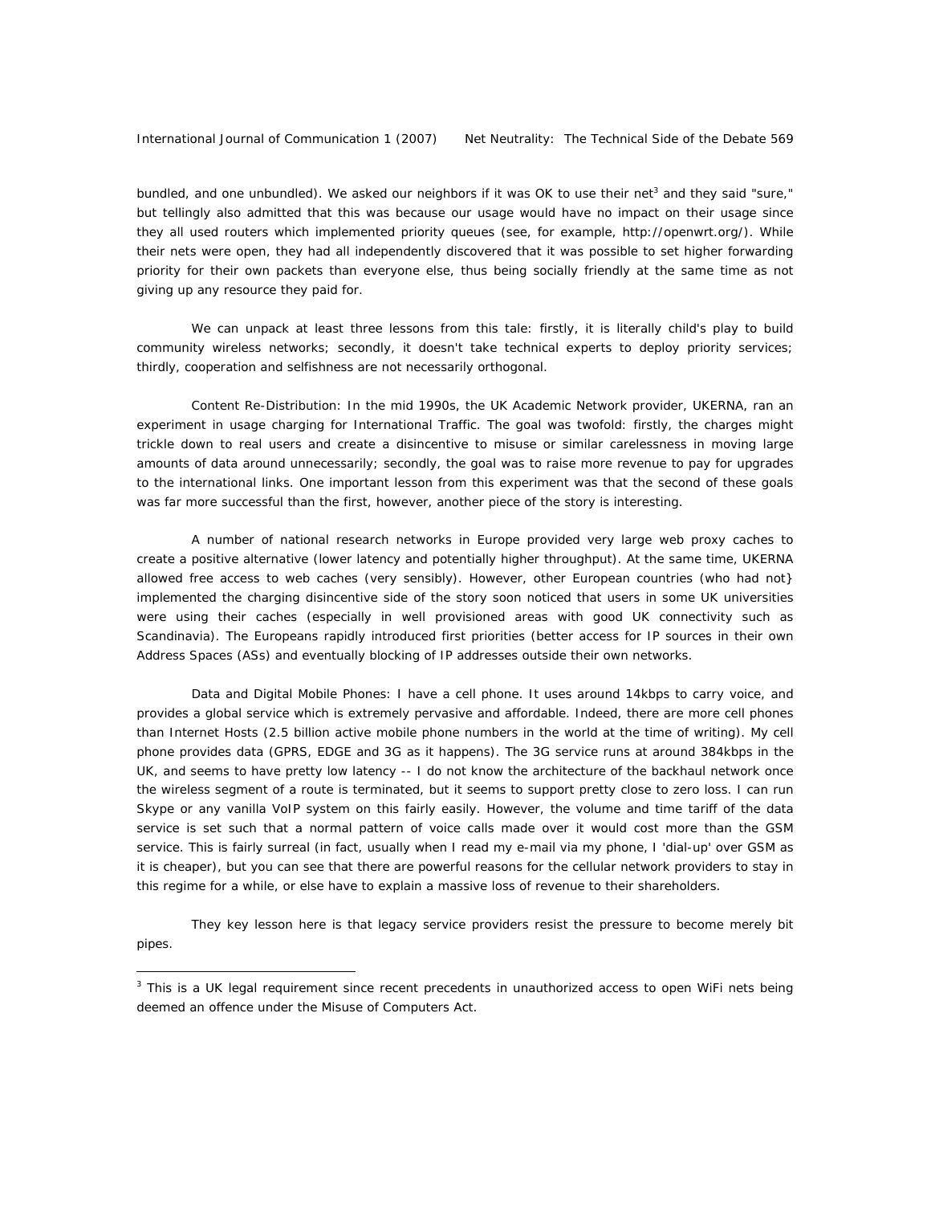bundled, and one unbundled). We asked our neighbors if it was OK to use their net[3] and they said "sure," but tellingly also admitted that this was because our usage would have no impact on their usage since they all used routers which implemented priority queues (see, for example, http://openwrt.org/). While their nets were open, they had all independently discovered that it was possible to set higher forwarding priority for their own packets than everyone else, thus being socially friendly at the same time as not giving up any resource they paid for.

We can unpack at least three lessons from this tale: firstly, it is literally child's play to build community wireless networks; secondly, it doesn't take technical experts to deploy priority services; thirdly, cooperation and selfishness are not necessarily orthogonal.

Content Re-Distribution: In the mid 1990s, the UK Academic Network provider, UKERNA, ran an experiment in usage charging for International Traffic. The goal was twofold: firstly, the charges might trickle down to real users and create a disincentive to misuse or similar carelessness in moving large amounts of data around unnecessarily; secondly, the goal was to raise more revenue to pay for upgrades to the international links. One important lesson from this experiment was that the second of these goals was far more successful than the first, however, another piece of the story is interesting.

A number of national research networks in Europe provided very large web proxy caches to create a positive alternative (lower latency and potentially higher throughput). At the same time, UKERNA allowed free access to web caches (very sensibly). However, other European countries (who had not} implemented the charging disincentive side of the story soon noticed that users in some UK universities were using their caches (especially in well provisioned areas with good UK connectivity such as Scandinavia). The Europeans rapidly introduced first priorities (better access for IP sources in their own Address Spaces (ASs) and eventually blocking of IP addresses outside their own networks.

Data and Digital Mobile Phones: I have a cell phone. It uses around 14kbps to carry voice, and provides a global service which is extremely pervasive and affordable. Indeed, there are more cell phones than Internet Hosts (2.5 billion active mobile phone numbers in the world at the time of writing). My cell phone provides data (GPRS, EDGE and 3G as it happens). The 3G service runs at around 384kbps in the UK, and seems to have pretty low latency -- I do not know the architecture of the backhaul network once the wireless segment of a route is terminated, but it seems to support pretty close to zero loss. I can run Skype or any vanilla VoIP system on this fairly easily. However, the volume and time tariff of the data service is set such that a normal pattern of voice calls made over it would cost more than the GSM service. This is fairly surreal (in fact, usually when I read my e-mail via my phone, I 'dial-up' over GSM as it is cheaper), but you can see that there are powerful reasons for the cellular network providers to stay in this regime for a while, or else have to explain a massive loss of revenue to their shareholders.

They key lesson here is that legacy service providers resist the pressure to become merely bit pipes.

---

[3] This is a UK legal requirement since recent precedents in unauthorized access to open WiFi nets being deemed an offence under the Misuse of Computers Act.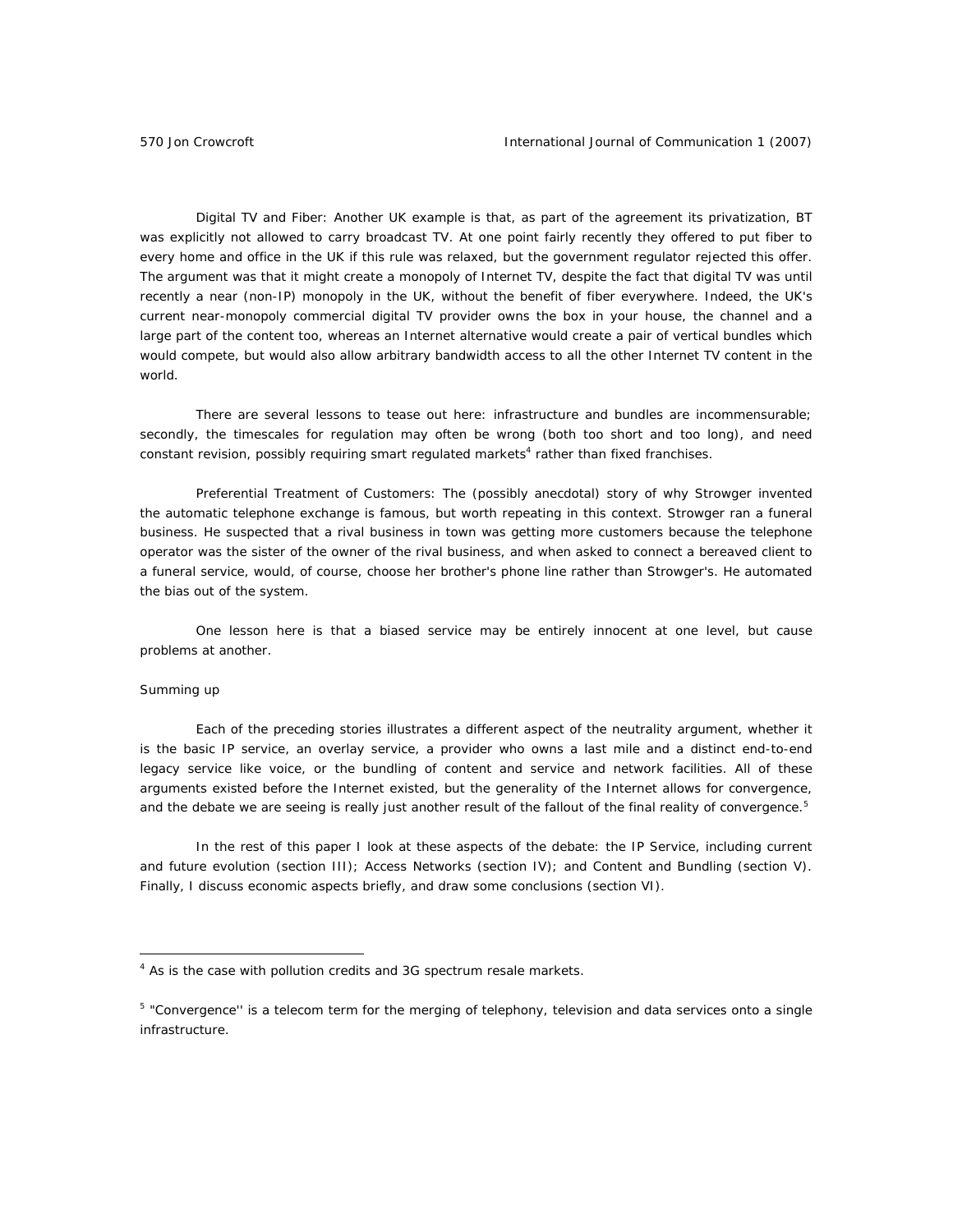*Digital TV and Fiber*: Another UK example is that, as part of the agreement its privatization, BT was explicitly not allowed to carry broadcast TV. At one point fairly recently they offered to put fiber to every home and office in the UK if this rule was relaxed, but the government regulator rejected this offer. The argument was that it might create a monopoly of Internet TV, despite the fact that digital TV was until recently a near (non-IP) monopoly in the UK, without the benefit of fiber everywhere. Indeed, the UK's current near-monopoly commercial digital TV provider owns the box in your house, the channel and a large part of the content too, whereas an Internet alternative would create a pair of vertical bundles which would compete, but would also allow arbitrary bandwidth access to all the other Internet TV content in the world.

There are several lessons to tease out here: infrastructure and bundles are incommensurable; secondly, the timescales for regulation may often be wrong (both too short and too long), and need constant revision, possibly requiring smart regulated markets[4] rather than fixed franchises.

*Preferential Treatment of Customers*: The (possibly anecdotal) story of why Strowger invented the automatic telephone exchange is famous, but worth repeating in this context. Strowger ran a funeral business. He suspected that a rival business in town was getting more customers because the telephone operator was the sister of the owner of the rival business, and when asked to connect a bereaved client to a funeral service, would, of course, choose her brother's phone line rather than Strowger's. He automated the bias out of the system.

One lesson here is that a biased service may be entirely innocent at one level, but cause problems at another.

*Summing up*

Each of the preceding stories illustrates a different aspect of the neutrality argument, whether it is the basic IP service, an overlay service, a provider who owns a last mile and a distinct end-to-end legacy service like voice, or the bundling of content and service and network facilities. All of these arguments existed before the Internet existed, but the generality of the Internet allows for convergence, and the debate we are seeing is really just another result of the fallout of the final reality of convergence.[5]

In the rest of this paper I look at these aspects of the debate: the IP Service, including current and future evolution (section III); Access Networks (section IV); and Content and Bundling (section V). Finally, I discuss economic aspects briefly, and draw some conclusions (section VI).

---

[4] As is the case with pollution credits and 3G spectrum resale markets.

[5] "Convergence'' is a telecom term for the merging of telephony, television and data services onto a single infrastructure.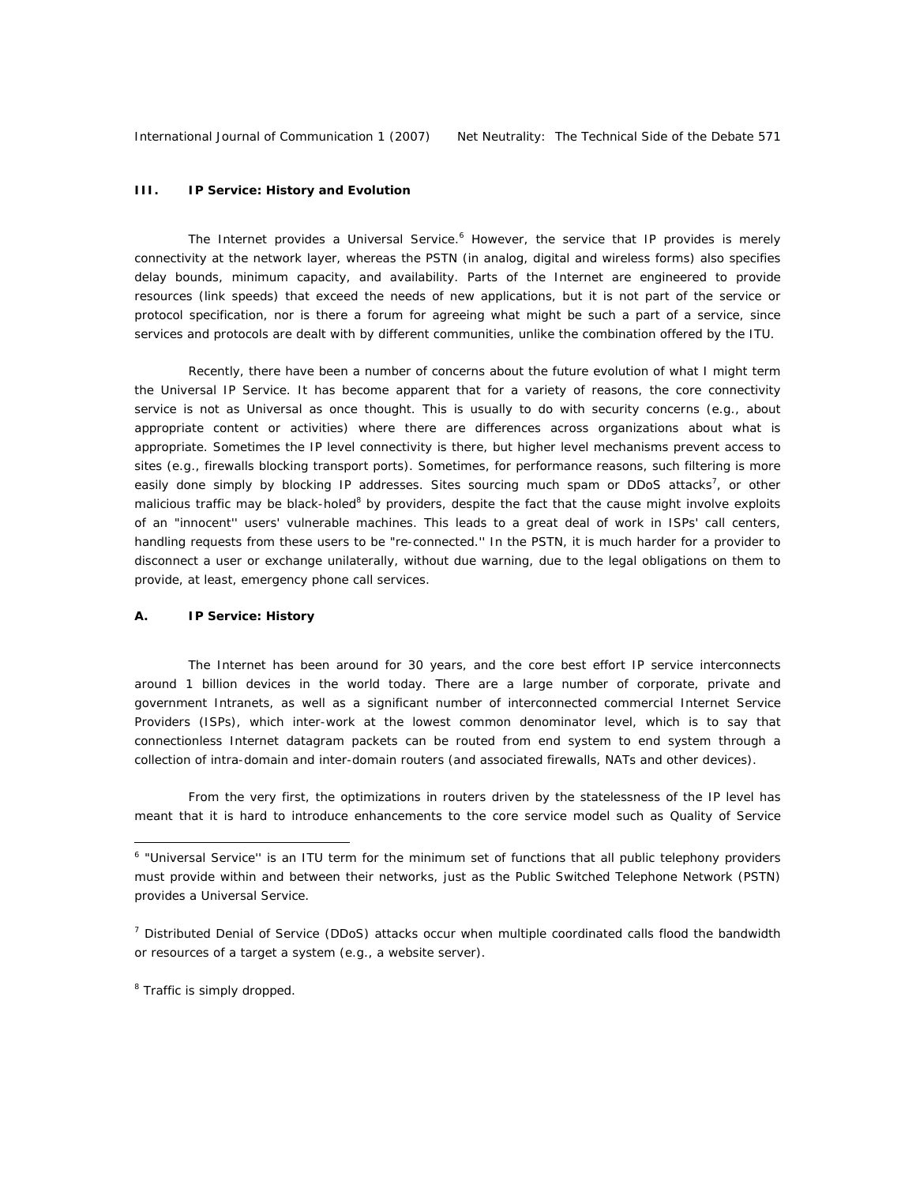### III. IP Service: History and Evolution

The Internet provides a Universal Service.[6] However, the service that IP provides is merely connectivity at the network layer, whereas the PSTN (in analog, digital and wireless forms) also specifies delay bounds, minimum capacity, and availability. Parts of the Internet are engineered to provide resources (link speeds) that exceed the needs of new applications, but it is not part of the service or protocol specification, nor is there a forum for agreeing what might be such a part of a service, since services and protocols are dealt with by different communities, unlike the combination offered by the ITU.

Recently, there have been a number of concerns about the future evolution of what I might term the Universal IP Service. It has become apparent that for a variety of reasons, the core connectivity service is not as Universal as once thought. This is usually to do with security concerns (e.g., about appropriate content or activities) where there are differences across organizations about what is appropriate. Sometimes the IP level connectivity is there, but higher level mechanisms prevent access to sites (e.g., firewalls blocking transport ports). Sometimes, for performance reasons, such filtering is more easily done simply by blocking IP addresses. Sites sourcing much spam or DDoS attacks[7], or other malicious traffic may be black-holed[8] by providers, despite the fact that the cause might involve exploits of an "innocent'' users' vulnerable machines. This leads to a great deal of work in ISPs' call centers, handling requests from these users to be "re-connected.'' In the PSTN, it is much harder for a provider to disconnect a user or exchange unilaterally, without due warning, due to the legal obligations on them to provide, at least, emergency phone call services.

#### A. IP Service: History

The Internet has been around for 30 years, and the core best effort IP service interconnects around 1 billion devices in the world today. There are a large number of corporate, private and government Intranets, as well as a significant number of interconnected commercial Internet Service Providers (ISPs), which inter-work at the lowest common denominator level, which is to say that connectionless Internet datagram packets can be routed from end system to end system through a collection of intra-domain and inter-domain routers (and associated firewalls, NATs and other devices).

From the very first, the optimizations in routers driven by the statelessness of the IP level has meant that it is hard to introduce enhancements to the core service model such as Quality of Service

---

[6] "Universal Service'' is an ITU term for the minimum set of functions that all public telephony providers must provide within and between their networks, just as the Public Switched Telephone Network (PSTN) provides a Universal Service.

[7] Distributed Denial of Service (DDoS) attacks occur when multiple coordinated calls flood the bandwidth or resources of a target a system (e.g., a website server).

[8] Traffic is simply dropped.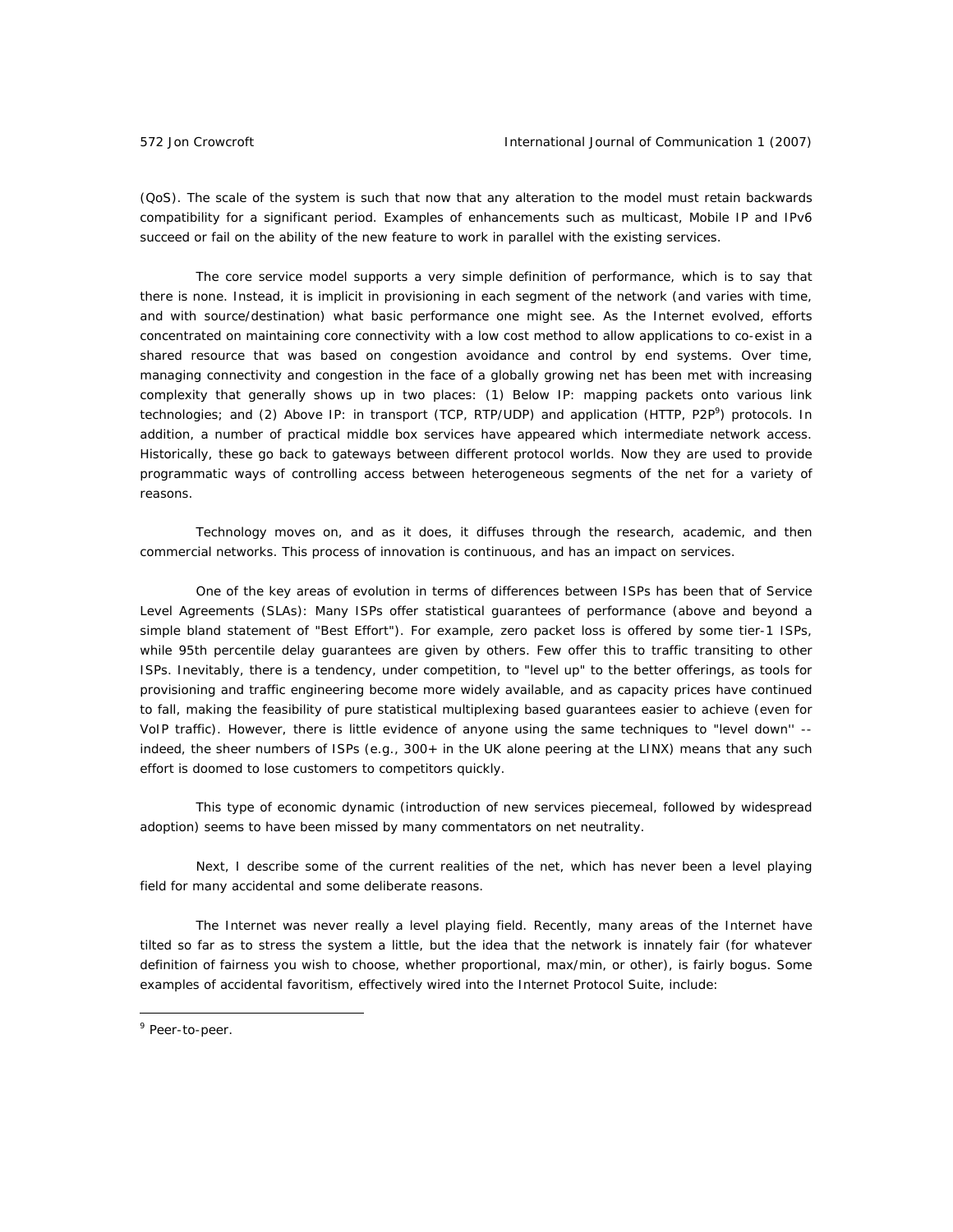(QoS). The scale of the system is such that now that any alteration to the model must retain backwards compatibility for a significant period. Examples of enhancements such as multicast, Mobile IP and IPv6 succeed or fail on the ability of the new feature to work in parallel with the existing services.

The core service model supports a very simple definition of performance, which is to say that there is none. Instead, it is implicit in provisioning in each segment of the network (and varies with time, and with source/destination) what basic performance one might see. As the Internet evolved, efforts concentrated on maintaining core connectivity with a low cost method to allow applications to co-exist in a shared resource that was based on congestion avoidance and control by end systems. Over time, managing connectivity and congestion in the face of a globally growing net has been met with increasing complexity that generally shows up in two places: (1) Below IP: mapping packets onto various link technologies; and (2) Above IP: in transport (TCP, RTP/UDP) and application (HTTP, P2P[9]) protocols. In addition, a number of practical middle box services have appeared which intermediate network access. Historically, these go back to gateways between different protocol worlds. Now they are used to provide programmatic ways of controlling access between heterogeneous segments of the net for a variety of reasons.

Technology moves on, and as it does, it diffuses through the research, academic, and then commercial networks. This process of innovation is continuous, and has an impact on services.

One of the key areas of evolution in terms of differences between ISPs has been that of Service Level Agreements (SLAs): Many ISPs offer statistical guarantees of performance (above and beyond a simple bland statement of "Best Effort"). For example, zero packet loss is offered by some tier-1 ISPs, while 95th percentile delay guarantees are given by others. Few offer this to traffic transiting to other ISPs. Inevitably, there is a tendency, under competition, to "level up" to the better offerings, as tools for provisioning and traffic engineering become more widely available, and as capacity prices have continued to fall, making the feasibility of pure statistical multiplexing based guarantees easier to achieve (even for VoIP traffic). However, there is little evidence of anyone using the same techniques to "level down'' -- indeed, the sheer numbers of ISPs (e.g., 300+ in the UK alone peering at the LINX) means that any such effort is doomed to lose customers to competitors quickly.

This type of economic dynamic (introduction of new services piecemeal, followed by widespread adoption) seems to have been missed by many commentators on net neutrality.

Next, I describe some of the current realities of the net, which has never been a level playing field for many accidental and some deliberate reasons.

The Internet was never really a level playing field. Recently, many areas of the Internet have tilted so far as to stress the system a little, but the idea that the network is innately fair (for whatever definition of fairness you wish to choose, whether proportional, max/min, or other), is fairly bogus. Some examples of accidental favoritism, effectively wired into the Internet Protocol Suite, include:

---

[9] Peer-to-peer.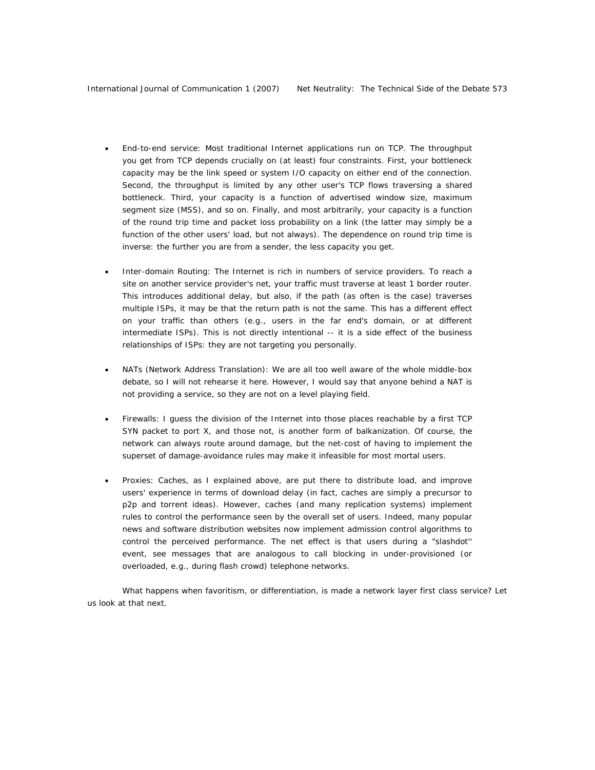- End-to-end service: Most traditional Internet applications run on TCP. The throughput you get from TCP depends crucially on (at least) four constraints. First, your bottleneck capacity may be the link speed or system I/O capacity on either end of the connection. Second, the throughput is limited by any other user's TCP flows traversing a shared bottleneck. Third, your capacity is a function of advertised window size, maximum segment size (MSS), and so on. Finally, and most arbitrarily, your capacity is a function of the round trip time and packet loss probability on a link (the latter may simply be a function of the other users' load, but not always). The dependence on round trip time is inverse: the further you are from a sender, the less capacity you get.

- Inter-domain Routing: The Internet is rich in numbers of service providers. To reach a site on another service provider's net, your traffic must traverse at least 1 border router. This introduces additional delay, but also, if the path (as often is the case) traverses multiple ISPs, it may be that the return path is not the same. This has a different effect on your traffic than others (e.g., users in the far end's domain, or at different intermediate ISPs). This is not directly intentional -- it is a side effect of the business relationships of ISPs: they are not targeting you personally.

- NATs (Network Address Translation): We are all too well aware of the whole middle-box debate, so I will not rehearse it here. However, I would say that anyone behind a NAT is not providing a service, so they are not on a level playing field.

- Firewalls: I guess the division of the Internet into those places reachable by a first TCP SYN packet to port X, and those not, is another form of balkanization. Of course, the network can always route around damage, but the net-cost of having to implement the superset of damage-avoidance rules may make it infeasible for most mortal users.

- Proxies: Caches, as I explained above, are put there to distribute load, and improve users' experience in terms of download delay (in fact, caches are simply a precursor to p2p and torrent ideas). However, caches (and many replication systems) implement rules to control the performance seen by the overall set of users. Indeed, many popular news and software distribution websites now implement admission control algorithms to control the perceived performance. The net effect is that users during a "slashdot'' event, see messages that are analogous to call blocking in under-provisioned (or overloaded, e.g., during flash crowd) telephone networks.

What happens when favoritism, or differentiation, is made a network layer first class service? Let us look at that next.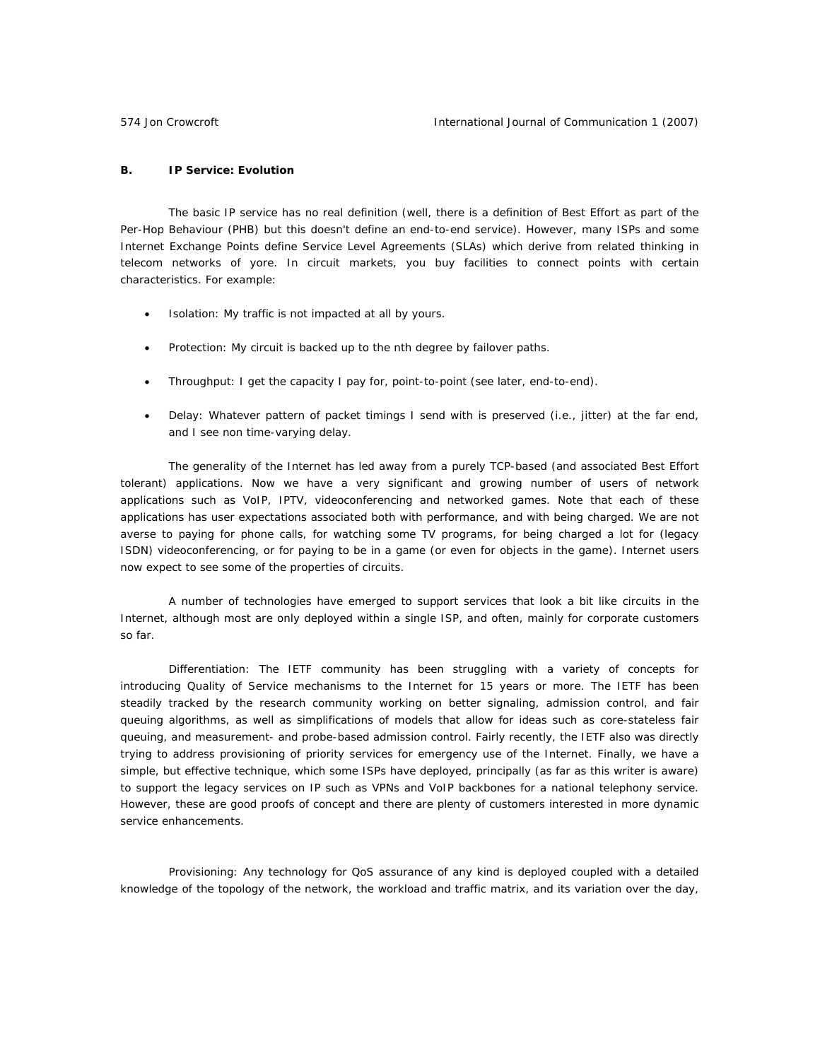### B. IP Service: Evolution

The basic IP service has no real definition (well, there is a definition of Best Effort as part of the Per-Hop Behaviour (PHB) but this doesn't define an end-to-end service). However, many ISPs and some Internet Exchange Points define Service Level Agreements (SLAs) which derive from related thinking in telecom networks of yore. In circuit markets, you buy facilities to connect points with certain characteristics. For example:

- Isolation: My traffic is not impacted at all by yours.
- Protection: My circuit is backed up to the nth degree by failover paths.
- Throughput: I get the capacity I pay for, point-to-point (see later, end-to-end).
- Delay: Whatever pattern of packet timings I send with is preserved (i.e., jitter) at the far end, and I see non time-varying delay.

The generality of the Internet has led away from a purely TCP-based (and associated Best Effort tolerant) applications. Now we have a very significant and growing number of users of network applications such as VoIP, IPTV, videoconferencing and networked games. Note that each of these applications has user expectations associated both with performance, and with being charged. We are not averse to paying for phone calls, for watching some TV programs, for being charged a lot for (legacy ISDN) videoconferencing, or for paying to be in a game (or even for objects in the game). Internet users now expect to see some of the properties of circuits.

A number of technologies have emerged to support services that look a bit like circuits in the Internet, although most are only deployed within a single ISP, and often, mainly for corporate customers so far.

Differentiation: The IETF community has been struggling with a variety of concepts for introducing Quality of Service mechanisms to the Internet for 15 years or more. The IETF has been steadily tracked by the research community working on better signaling, admission control, and fair queuing algorithms, as well as simplifications of models that allow for ideas such as core-stateless fair queuing, and measurement- and probe-based admission control. Fairly recently, the IETF also was directly trying to address provisioning of priority services for emergency use of the Internet. Finally, we have a simple, but effective technique, which some ISPs have deployed, principally (as far as this writer is aware) to support the legacy services on IP such as VPNs and VoIP backbones for a national telephony service. However, these are good proofs of concept and there are plenty of customers interested in more dynamic service enhancements.

Provisioning: Any technology for QoS assurance of any kind is deployed coupled with a detailed knowledge of the topology of the network, the workload and traffic matrix, and its variation over the day,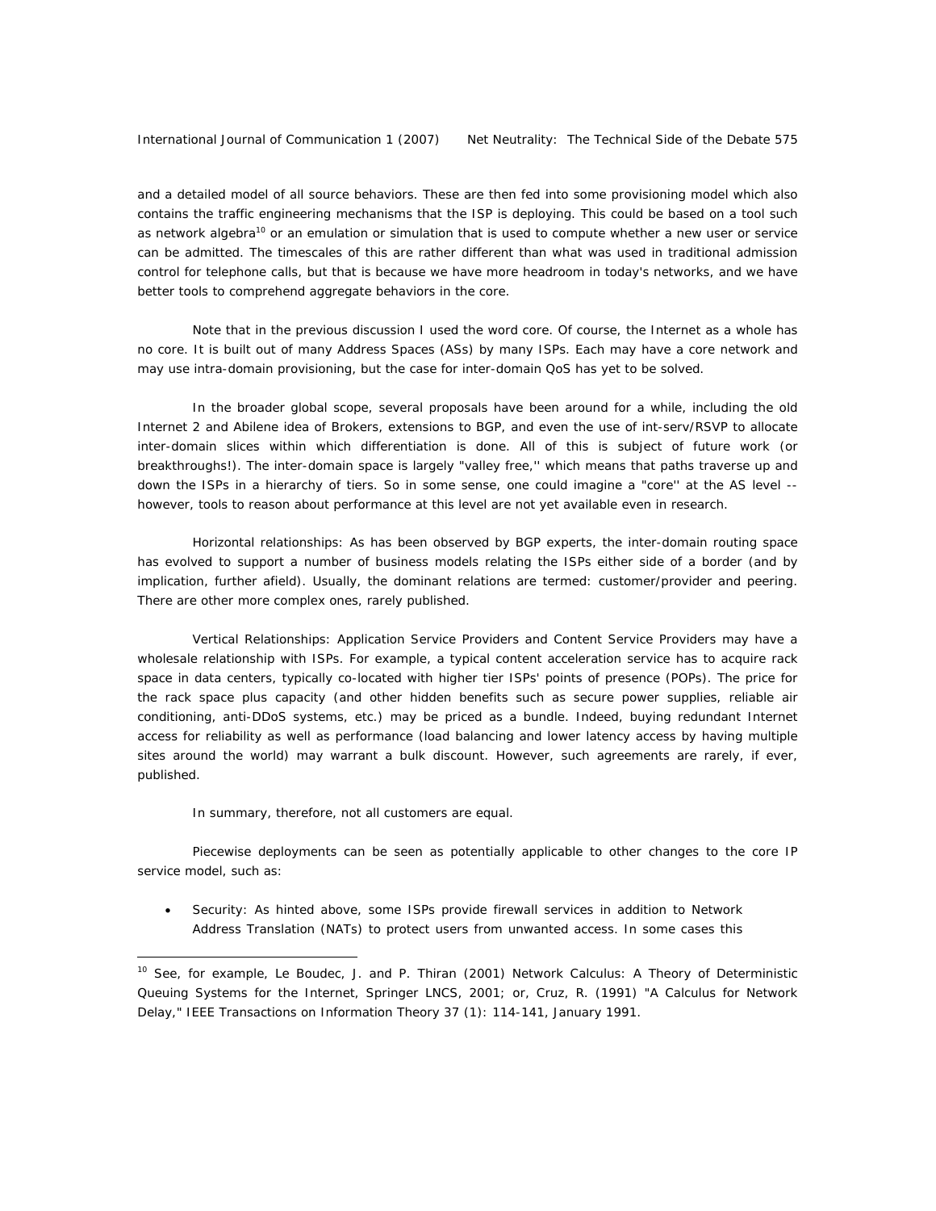and a detailed model of all source behaviors. These are then fed into some provisioning model which also contains the traffic engineering mechanisms that the ISP is deploying. This could be based on a tool such as network algebra[10] or an emulation or simulation that is used to compute whether a new user or service can be admitted. The timescales of this are rather different than what was used in traditional admission control for telephone calls, but that is because we have more headroom in today's networks, and we have better tools to comprehend aggregate behaviors in the core.

Note that in the previous discussion I used the word core. Of course, the Internet as a whole has no core. It is built out of many Address Spaces (ASs) by many ISPs. Each may have a core network and may use intra-domain provisioning, but the case for inter-domain QoS has yet to be solved.

In the broader global scope, several proposals have been around for a while, including the old Internet 2 and Abilene idea of Brokers, extensions to BGP, and even the use of int-serv/RSVP to allocate inter-domain slices within which differentiation is done. All of this is subject of future work (or breakthroughs!). The inter-domain space is largely "valley free,'' which means that paths traverse up and down the ISPs in a hierarchy of tiers. So in some sense, one could imagine a "core'' at the AS level -- however, tools to reason about performance at this level are not yet available even in research.

Horizontal relationships: As has been observed by BGP experts, the inter-domain routing space has evolved to support a number of business models relating the ISPs either side of a border (and by implication, further afield). Usually, the dominant relations are termed: customer/provider and peering. There are other more complex ones, rarely published.

Vertical Relationships: Application Service Providers and Content Service Providers may have a wholesale relationship with ISPs. For example, a typical content acceleration service has to acquire rack space in data centers, typically co-located with higher tier ISPs' points of presence (POPs). The price for the rack space plus capacity (and other hidden benefits such as secure power supplies, reliable air conditioning, anti-DDoS systems, etc.) may be priced as a bundle. Indeed, buying redundant Internet access for reliability as well as performance (load balancing and lower latency access by having multiple sites around the world) may warrant a bulk discount. However, such agreements are rarely, if ever, published.

In summary, therefore, not all customers are equal.

Piecewise deployments can be seen as potentially applicable to other changes to the core IP service model, such as:

- Security: As hinted above, some ISPs provide firewall services in addition to Network Address Translation (NATs) to protect users from unwanted access. In some cases this

[10] See, for example, Le Boudec, J. and P. Thiran (2001) Network Calculus: A Theory of Deterministic Queuing Systems for the Internet, Springer LNCS, 2001; or, Cruz, R. (1991) "A Calculus for Network Delay," IEEE Transactions on Information Theory 37 (1): 114-141, January 1991.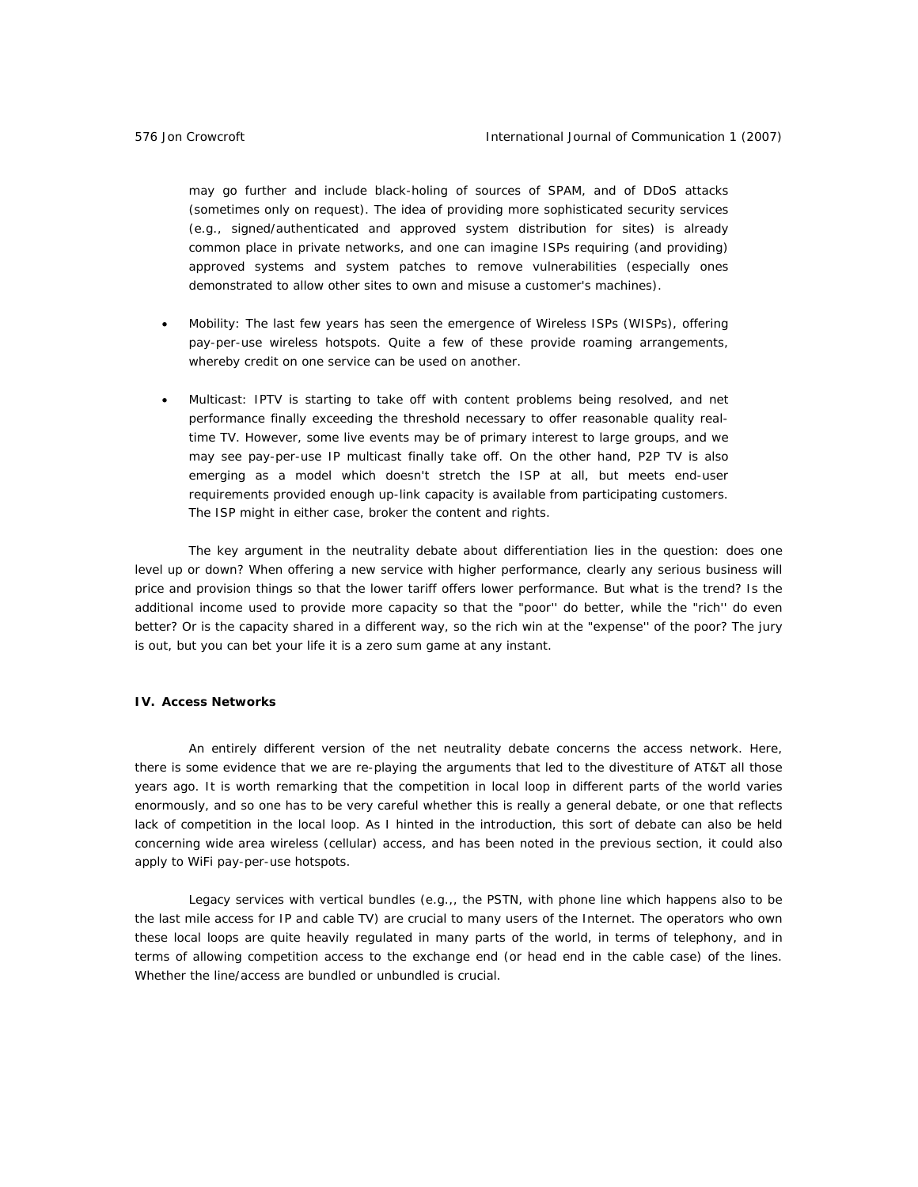may go further and include black-holing of sources of SPAM, and of DDoS attacks (sometimes only on request). The idea of providing more sophisticated security services (e.g., signed/authenticated and approved system distribution for sites) is already common place in private networks, and one can imagine ISPs requiring (and providing) approved systems and system patches to remove vulnerabilities (especially ones demonstrated to allow other sites to own and misuse a customer's machines).

- Mobility: The last few years has seen the emergence of Wireless ISPs (WISPs), offering pay-per-use wireless hotspots. Quite a few of these provide roaming arrangements, whereby credit on one service can be used on another.

- Multicast: IPTV is starting to take off with content problems being resolved, and net performance finally exceeding the threshold necessary to offer reasonable quality real-time TV. However, some live events may be of primary interest to large groups, and we may see pay-per-use IP multicast finally take off. On the other hand, P2P TV is also emerging as a model which doesn't stretch the ISP at all, but meets end-user requirements provided enough up-link capacity is available from participating customers. The ISP might in either case, broker the content and rights.

The key argument in the neutrality debate about differentiation lies in the question: does one level up or down? When offering a new service with higher performance, clearly any serious business will price and provision things so that the lower tariff offers lower performance. But what is the trend? Is the additional income used to provide more capacity so that the "poor'' do better, while the "rich'' do even better? Or is the capacity shared in a different way, so the rich win at the "expense'' of the poor? The jury is out, but you can bet your life it is a zero sum game at any instant.

### IV. Access Networks

An entirely different version of the net neutrality debate concerns the access network. Here, there is some evidence that we are re-playing the arguments that led to the divestiture of AT&T all those years ago. It is worth remarking that the competition in local loop in different parts of the world varies enormously, and so one has to be very careful whether this is really a general debate, or one that reflects lack of competition in the local loop. As I hinted in the introduction, this sort of debate can also be held concerning wide area wireless (cellular) access, and has been noted in the previous section, it could also apply to WiFi pay-per-use hotspots.

Legacy services with vertical bundles (e.g.,, the PSTN, with phone line which happens also to be the last mile access for IP and cable TV) are crucial to many users of the Internet. The operators who own these local loops are quite heavily regulated in many parts of the world, in terms of telephony, and in terms of allowing competition access to the exchange end (or head end in the cable case) of the lines. Whether the line/access are bundled or unbundled is crucial.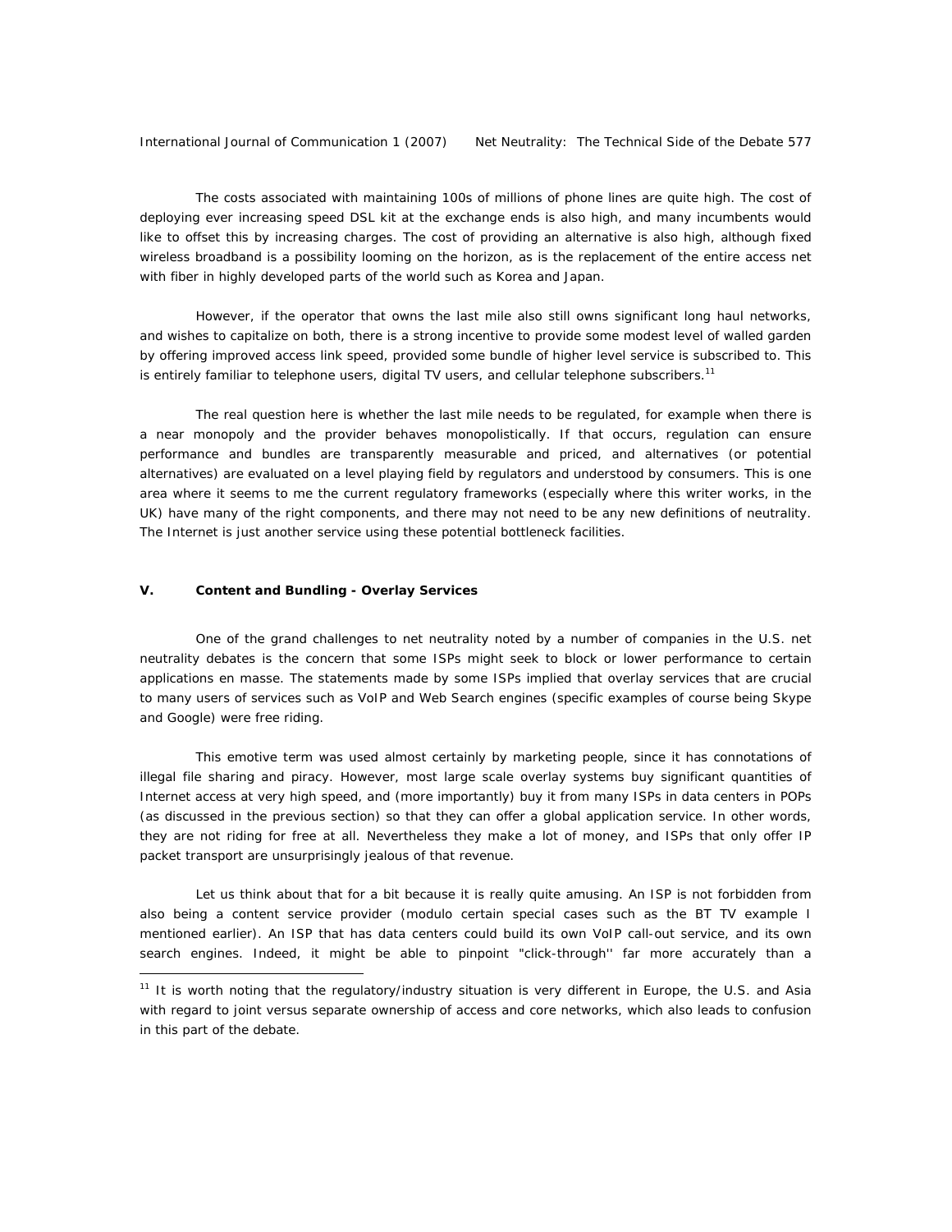The costs associated with maintaining 100s of millions of phone lines are quite high. The cost of deploying ever increasing speed DSL kit at the exchange ends is also high, and many incumbents would like to offset this by increasing charges. The cost of providing an alternative is also high, although fixed wireless broadband is a possibility looming on the horizon, as is the replacement of the entire access net with fiber in highly developed parts of the world such as Korea and Japan.

However, if the operator that owns the last mile also still owns significant long haul networks, and wishes to capitalize on both, there is a strong incentive to provide some modest level of walled garden by offering improved access link speed, provided some bundle of higher level service is subscribed to. This is entirely familiar to telephone users, digital TV users, and cellular telephone subscribers.[11]

The real question here is whether the last mile needs to be regulated, for example when there is a near monopoly and the provider behaves monopolistically. If that occurs, regulation can ensure performance and bundles are transparently measurable and priced, and alternatives (or potential alternatives) are evaluated on a level playing field by regulators and understood by consumers. This is one area where it seems to me the current regulatory frameworks (especially where this writer works, in the UK) have many of the right components, and there may not need to be any new definitions of neutrality. The Internet is just another service using these potential bottleneck facilities.

## V. Content and Bundling - Overlay Services

One of the grand challenges to net neutrality noted by a number of companies in the U.S. net neutrality debates is the concern that some ISPs might seek to block or lower performance to certain applications en masse. The statements made by some ISPs implied that overlay services that are crucial to many users of services such as VoIP and Web Search engines (specific examples of course being Skype and Google) were free riding.

This emotive term was used almost certainly by marketing people, since it has connotations of illegal file sharing and piracy. However, most large scale overlay systems buy significant quantities of Internet access at very high speed, and (more importantly) buy it from many ISPs in data centers in POPs (as discussed in the previous section) so that they can offer a global application service. In other words, they are not riding for free at all. Nevertheless they make a lot of money, and ISPs that only offer IP packet transport are unsurprisingly jealous of that revenue.

Let us think about that for a bit because it is really quite amusing. An ISP is not forbidden from also being a content service provider (modulo certain special cases such as the BT TV example I mentioned earlier). An ISP that has data centers could build its own VoIP call-out service, and its own search engines. Indeed, it might be able to pinpoint "click-through'' far more accurately than a

[11] It is worth noting that the regulatory/industry situation is very different in Europe, the U.S. and Asia with regard to joint versus separate ownership of access and core networks, which also leads to confusion in this part of the debate.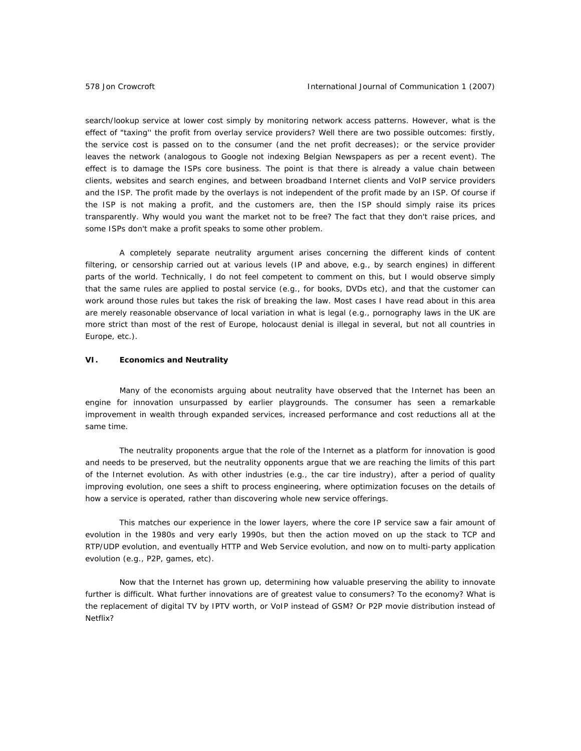search/lookup service at lower cost simply by monitoring network access patterns. However, what is the effect of "taxing'' the profit from overlay service providers? Well there are two possible outcomes: firstly, the service cost is passed on to the consumer (and the net profit decreases); or the service provider leaves the network (analogous to Google not indexing Belgian Newspapers as per a recent event). The effect is to damage the ISPs core business. The point is that there is already a value chain between clients, websites and search engines, and between broadband Internet clients and VoIP service providers and the ISP. The profit made by the overlays is not independent of the profit made by an ISP. Of course if the ISP is not making a profit, and the customers are, then the ISP should simply raise its prices transparently. Why would you want the market not to be free? The fact that they don't raise prices, and some ISPs don't make a profit speaks to some other problem.

A completely separate neutrality argument arises concerning the different kinds of content filtering, or censorship carried out at various levels (IP and above, e.g., by search engines) in different parts of the world. Technically, I do not feel competent to comment on this, but I would observe simply that the same rules are applied to postal service (e.g., for books, DVDs etc), and that the customer can work around those rules but takes the risk of breaking the law. Most cases I have read about in this area are merely reasonable observance of local variation in what is legal (e.g., pornography laws in the UK are more strict than most of the rest of Europe, holocaust denial is illegal in several, but not all countries in Europe, etc.).

## VI. Economics and Neutrality

Many of the economists arguing about neutrality have observed that the Internet has been an engine for innovation unsurpassed by earlier playgrounds. The consumer has seen a remarkable improvement in wealth through expanded services, increased performance and cost reductions all at the same time.

The neutrality proponents argue that the role of the Internet as a platform for innovation is good and needs to be preserved, but the neutrality opponents argue that we are reaching the limits of this part of the Internet evolution. As with other industries (e.g., the car tire industry), after a period of quality improving evolution, one sees a shift to process engineering, where optimization focuses on the details of how a service is operated, rather than discovering whole new service offerings.

This matches our experience in the lower layers, where the core IP service saw a fair amount of evolution in the 1980s and very early 1990s, but then the action moved on up the stack to TCP and RTP/UDP evolution, and eventually HTTP and Web Service evolution, and now on to multi-party application evolution (e.g., P2P, games, etc).

Now that the Internet has grown up, determining how valuable preserving the ability to innovate further is difficult. What further innovations are of greatest value to consumers? To the economy? What is the replacement of digital TV by IPTV worth, or VoIP instead of GSM? Or P2P movie distribution instead of Netflix?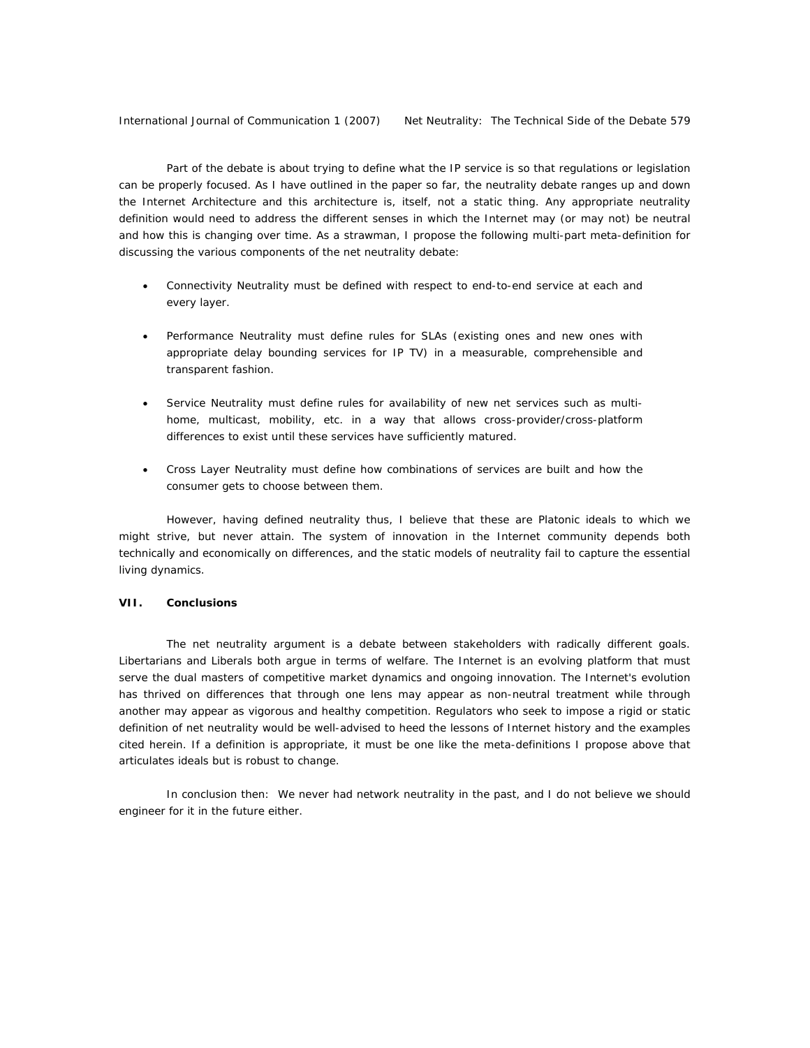Part of the debate is about trying to define what the IP service is so that regulations or legislation can be properly focused. As I have outlined in the paper so far, the neutrality debate ranges up and down the Internet Architecture and this architecture is, itself, not a static thing. Any appropriate neutrality definition would need to address the different senses in which the Internet may (or may not) be neutral and how this is changing over time. As a strawman, I propose the following multi-part meta-definition for discussing the various components of the net neutrality debate:

- Connectivity Neutrality must be defined with respect to end-to-end service at each and every layer.
- Performance Neutrality must define rules for SLAs (existing ones and new ones with appropriate delay bounding services for IP TV) in a measurable, comprehensible and transparent fashion.
- Service Neutrality must define rules for availability of new net services such as multi-home, multicast, mobility, etc. in a way that allows cross-provider/cross-platform differences to exist until these services have sufficiently matured.
- Cross Layer Neutrality must define how combinations of services are built and how the consumer gets to choose between them.

However, having defined neutrality thus, I believe that these are Platonic ideals to which we might strive, but never attain. The system of innovation in the Internet community depends both technically and economically on differences, and the static models of neutrality fail to capture the essential living dynamics.

## VII. Conclusions

The net neutrality argument is a debate between stakeholders with radically different goals. Libertarians and Liberals both argue in terms of welfare. The Internet is an evolving platform that must serve the dual masters of competitive market dynamics and ongoing innovation. The Internet's evolution has thrived on differences that through one lens may appear as non-neutral treatment while through another may appear as vigorous and healthy competition. Regulators who seek to impose a rigid or static definition of net neutrality would be well-advised to heed the lessons of Internet history and the examples cited herein. If a definition is appropriate, it must be one like the meta-definitions I propose above that articulates ideals but is robust to change.

In conclusion then: We never had network neutrality in the past, and I do not believe we should engineer for it in the future either.